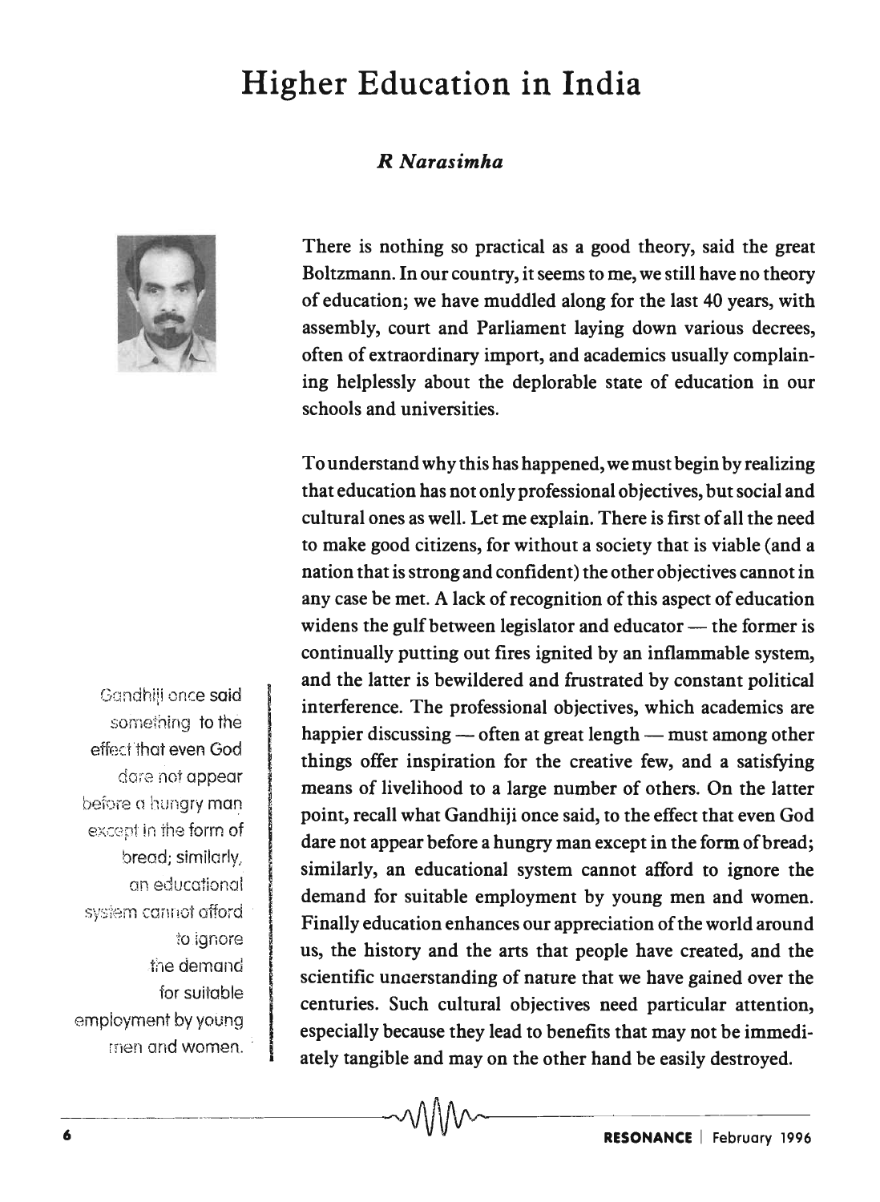# Higher Education in India

*R Narasimha*

There is nothing so practical as a good theory, said the great Boltzmann. In our country, it seems to me, we still have no theory of education; we have muddled along for the last 40 years, with assembly, court and Parliament laying down various decrees, often of extraordinary import, and academics usually complaining helplessly about the deplorable state of education in our schools and universities.

To understand why this has happened, we must begin by realizing that education has not only professional objectives, but social and cultural ones as well. Let me explain. There is first of all the need to make good citizens, for without a society that is viable (and a nation that is strong and confident) the other objectives cannot in any case be met. A lack of recognition of this aspect of education widens the gulf between legislator and educator — the former is continually putting out fires ignited by an inflammable system, and the latter is bewildered and frustrated by constant political interference. The professional objectives, which academics are happier discussing — often at great length — must among other things offer inspiration for the creative few, and a satisfying means of livelihood to a large number of others. On the latter point, recall what Gandhiji once said, to the effect that even God dare not appear before a hungry man except in the form of bread; similarly, an educational system cannot afford to ignore the demand for suitable employment by young men and women. Finally education enhances our appreciation of the world around us, the history and the arts that people have created, and the scientific understanding of nature that we have gained over the centuries. Such cultural objectives need particular attention, especially because they lead to benefits that may not be immediately tangible and may on the other hand be easily destroyed.

> Gandhiji once said something to the effect that even God dare not appear before a hungry man except in the form of bread; similarly, an educational system cannot afford to ignore the demand for suitable employment by young men and women.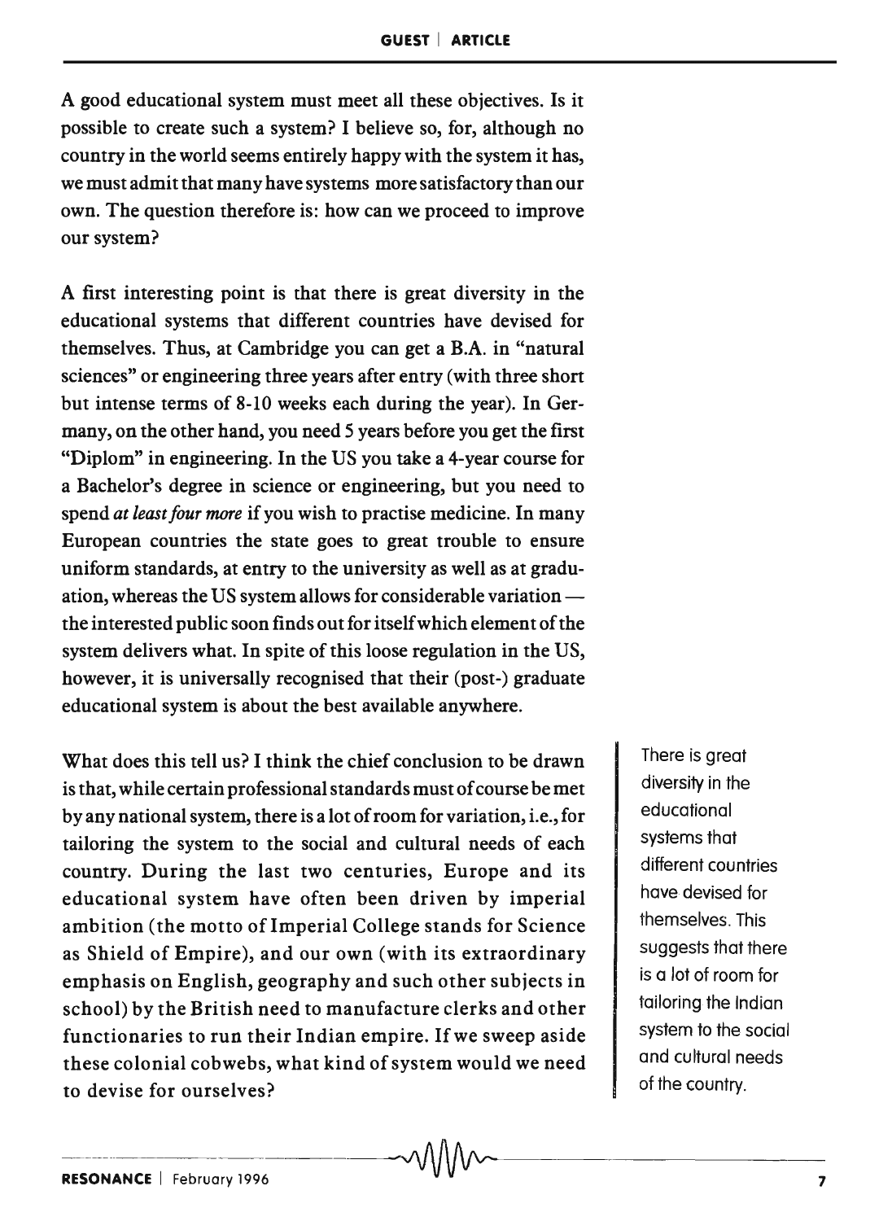A good educational system must meet all these objectives. Is it possible to create such a system? I believe so, for, although no country in the world seems entirely happy with the system it has, we must admit that many have systems more satisfactory than our own. The question therefore is: how can we proceed to improve our system?

A first interesting point is that there is great diversity in the educational systems that different countries have devised for themselves. Thus, at Cambridge you can get a B.A. in "natural sciences" or engineering three years after entry (with three short but intense terms of 8-10 weeks each during the year). In Germany, on the other hand, you need 5 years before you get the first "Diplom" in engineering. In the US you take a 4-year course for a Bachelor's degree in science or engineering, but you need to spend *at least four more* if you wish to practise medicine. In many European countries the state goes to great trouble to ensure uniform standards, at entry to the university as well as at graduation, whereas the US system allows for considerable variation — the interested public soon finds out for itself which element of the system delivers what. In spite of this loose regulation in the US, however, it is universally recognised that their (post-) graduate educational system is about the best available anywhere.

What does this tell us? I think the chief conclusion to be drawn is that, while certain professional standards must of course be met by any national system, there is a lot of room for variation, i.e., for tailoring the system to the social and cultural needs of each country. During the last two centuries, Europe and its educational system have often been driven by imperial ambition (the motto of Imperial College stands for Science as Shield of Empire), and our own (with its extraordinary emphasis on English, geography and such other subjects in school) by the British need to manufacture clerks and other functionaries to run their Indian empire. If we sweep aside these colonial cobwebs, what kind of system would we need to devise for ourselves?

There is great diversity in the educational systems that different countries have devised for themselves. This suggests that there is a lot of room for tailoring the Indian system to the social and cultural needs of the country.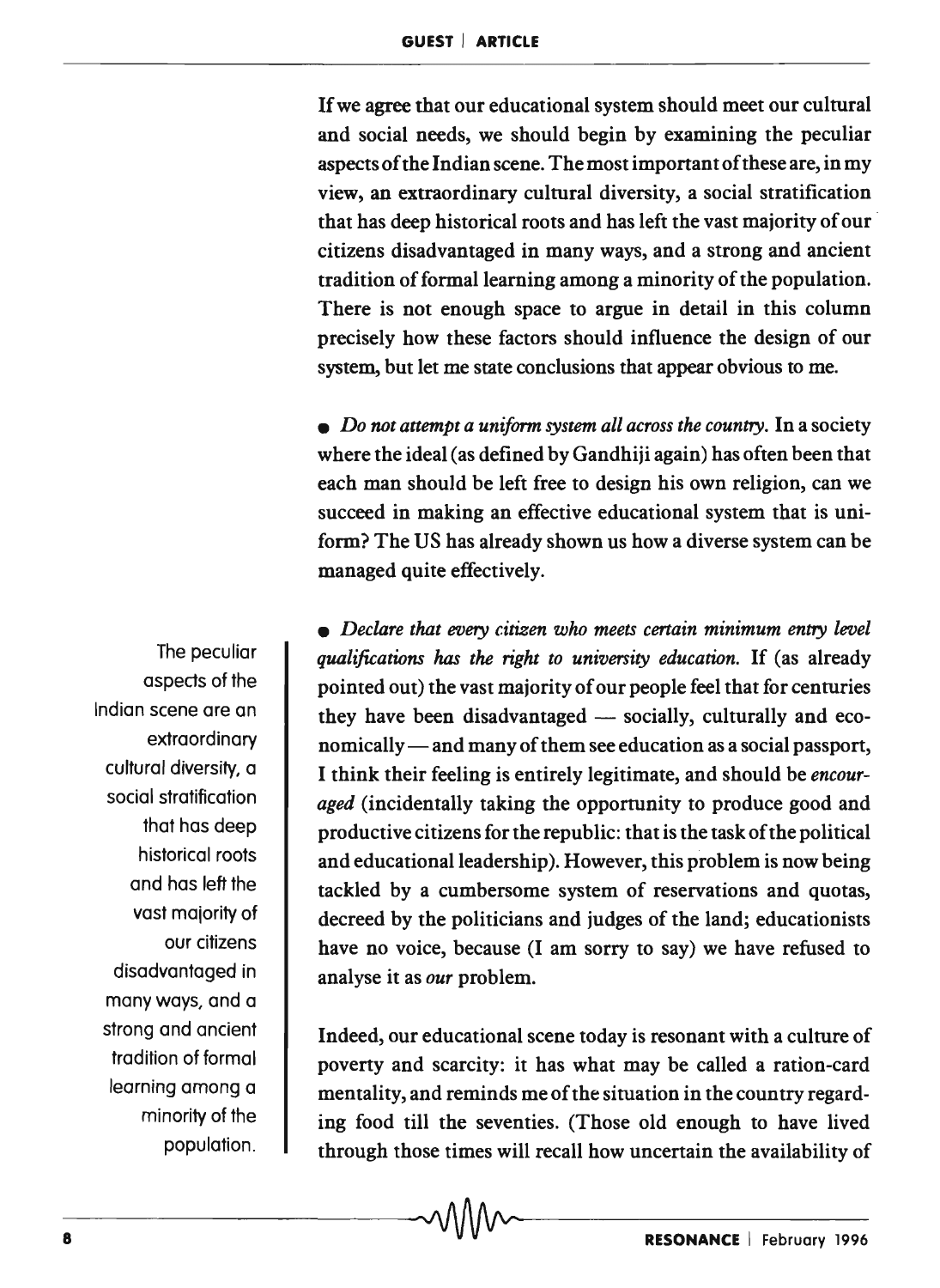If we agree that our educational system should meet our cultural and social needs, we should begin by examining the peculiar aspects of the Indian scene. The most important of these are, in my view, an extraordinary cultural diversity, a social stratification that has deep historical roots and has left the vast majority of our citizens disadvantaged in many ways, and a strong and ancient tradition of formal learning among a minority of the population. There is not enough space to argue in detail in this column precisely how these factors should influence the design of our system, but let me state conclusions that appear obvious to me.

- *Do not attempt a uniform system all across the country.* In a society where the ideal (as defined by Gandhiji again) has often been that each man should be left free to design his own religion, can we succeed in making an effective educational system that is uniform? The US has already shown us how a diverse system can be managed quite effectively.

- *Declare that every citizen who meets certain minimum entry level qualifications has the right to university education.* If (as already pointed out) the vast majority of our people feel that for centuries they have been disadvantaged — socially, culturally and economically — and many of them see education as a social passport, I think their feeling is entirely legitimate, and should be *encouraged* (incidentally taking the opportunity to produce good and productive citizens for the republic: that is the task of the political and educational leadership). However, this problem is now being tackled by a cumbersome system of reservations and quotas, decreed by the politicians and judges of the land; educationists have no voice, because (I am sorry to say) we have refused to analyse it as *our* problem.

The peculiar aspects of the Indian scene are an extraordinary cultural diversity, a social stratification that has deep historical roots and has left the vast majority of our citizens disadvantaged in many ways, and a strong and ancient tradition of formal learning among a minority of the population.

Indeed, our educational scene today is resonant with a culture of poverty and scarcity: it has what may be called a ration-card mentality, and reminds me of the situation in the country regarding food till the seventies. (Those old enough to have lived through those times will recall how uncertain the availability of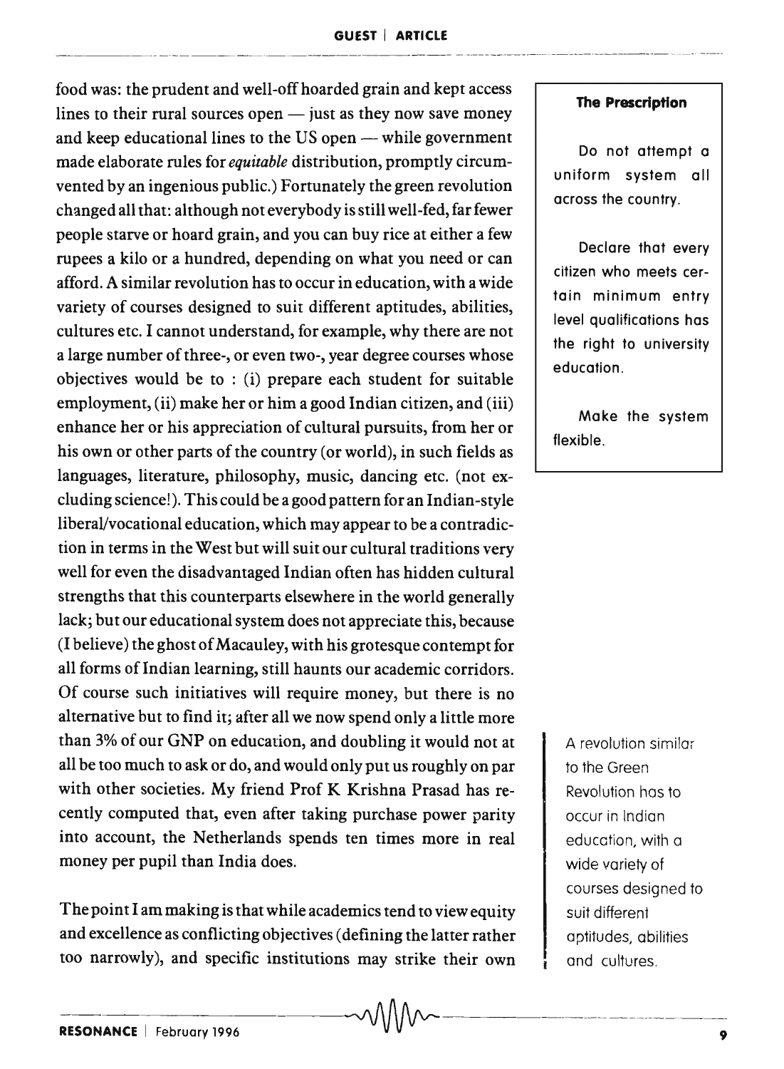food was: the prudent and well-off hoarded grain and kept access lines to their rural sources open — just as they now save money and keep educational lines to the US open — while government made elaborate rules for *equitable* distribution, promptly circumvented by an ingenious public.) Fortunately the green revolution changed all that: although not everybody is still well-fed, far fewer people starve or hoard grain, and you can buy rice at either a few rupees a kilo or a hundred, depending on what you need or can afford. A similar revolution has to occur in education, with a wide variety of courses designed to suit different aptitudes, abilities, cultures etc. I cannot understand, for example, why there are not a large number of three-, or even two-, year degree courses whose objectives would be to : (i) prepare each student for suitable employment, (ii) make her or him a good Indian citizen, and (iii) enhance her or his appreciation of cultural pursuits, from her or his own or other parts of the country (or world), in such fields as languages, literature, philosophy, music, dancing etc. (not excluding science!). This could be a good pattern for an Indian-style liberal/vocational education, which may appear to be a contradiction in terms in the West but will suit our cultural traditions very well for even the disadvantaged Indian often has hidden cultural strengths that this counterparts elsewhere in the world generally lack; but our educational system does not appreciate this, because (I believe) the ghost of Macauley, with his grotesque contempt for all forms of Indian learning, still haunts our academic corridors. Of course such initiatives will require money, but there is no alternative but to find it; after all we now spend only a little more than 3% of our GNP on education, and doubling it would not at all be too much to ask or do, and would only put us roughly on par with other societies. My friend Prof K Krishna Prasad has recently computed that, even after taking purchase power parity into account, the Netherlands spends ten times more in real money per pupil than India does.

> **The Prescription**
>
> Do not attempt a uniform system all across the country.
>
> Declare that every citizen who meets certain minimum entry level qualifications has the right to university education.
>
> Make the system flexible.

> A revolution similar to the Green Revolution has to occur in Indian education, with a wide variety of courses designed to suit different aptitudes, abilities and cultures.

The point I am making is that while academics tend to view equity and excellence as conflicting objectives (defining the latter rather too narrowly), and specific institutions may strike their own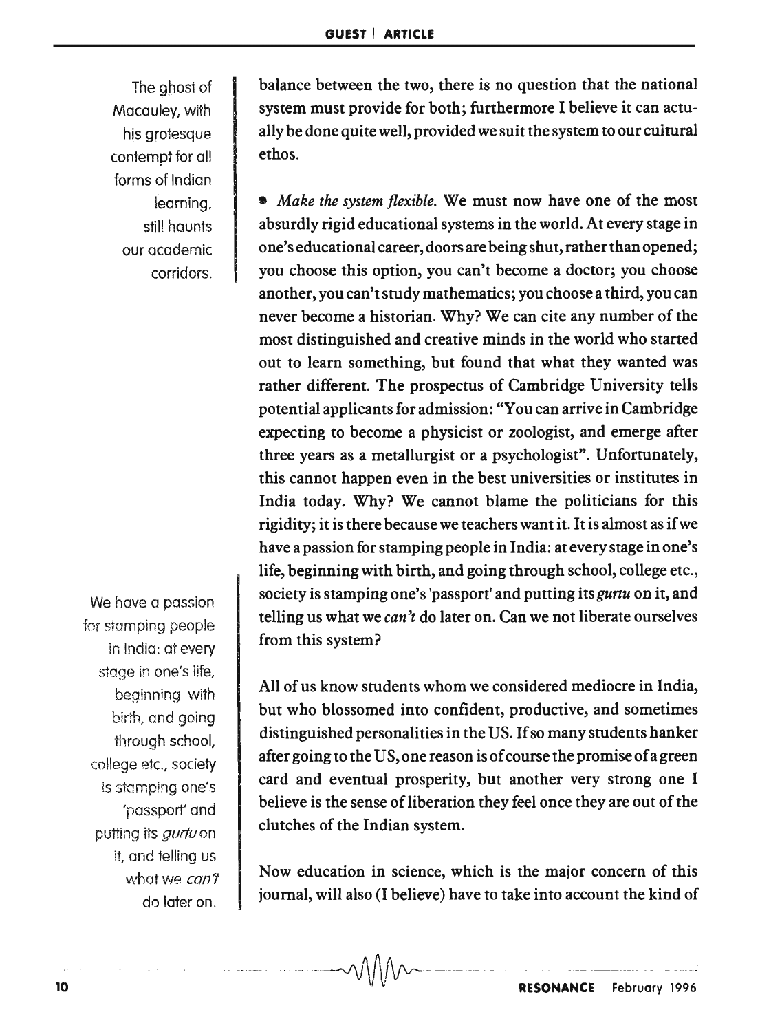The ghost of Macauley, with his grotesque contempt for all forms of Indian learning, still haunts our academic corridors.

balance between the two, there is no question that the national system must provide for both; furthermore I believe it can actually be done quite well, provided we suit the system to our cultural ethos.

- *Make the system flexible.* We must now have one of the most absurdly rigid educational systems in the world. At every stage in one's educational career, doors are being shut, rather than opened; you choose this option, you can't become a doctor; you choose another, you can't study mathematics; you choose a third, you can never become a historian. Why? We can cite any number of the most distinguished and creative minds in the world who started out to learn something, but found that what they wanted was rather different. The prospectus of Cambridge University tells potential applicants for admission: "You can arrive in Cambridge expecting to become a physicist or zoologist, and emerge after three years as a metallurgist or a psychologist". Unfortunately, this cannot happen even in the best universities or institutes in India today. Why? We cannot blame the politicians for this rigidity; it is there because we teachers want it. It is almost as if we have a passion for stamping people in India: at every stage in one's life, beginning with birth, and going through school, college etc., society is stamping one's 'passport' and putting its *gurtu* on it, and telling us what we *can't* do later on. Can we not liberate ourselves from this system?

We have a passion for stamping people in India: at every stage in one's life, beginning with birth, and going through school, college etc., society is stamping one's 'passport' and putting its *gurtu* on it, and telling us what we *can't* do later on.

All of us know students whom we considered mediocre in India, but who blossomed into confident, productive, and sometimes distinguished personalities in the US. If so many students hanker after going to the US, one reason is of course the promise of a green card and eventual prosperity, but another very strong one I believe is the sense of liberation they feel once they are out of the clutches of the Indian system.

Now education in science, which is the major concern of this journal, will also (I believe) have to take into account the kind of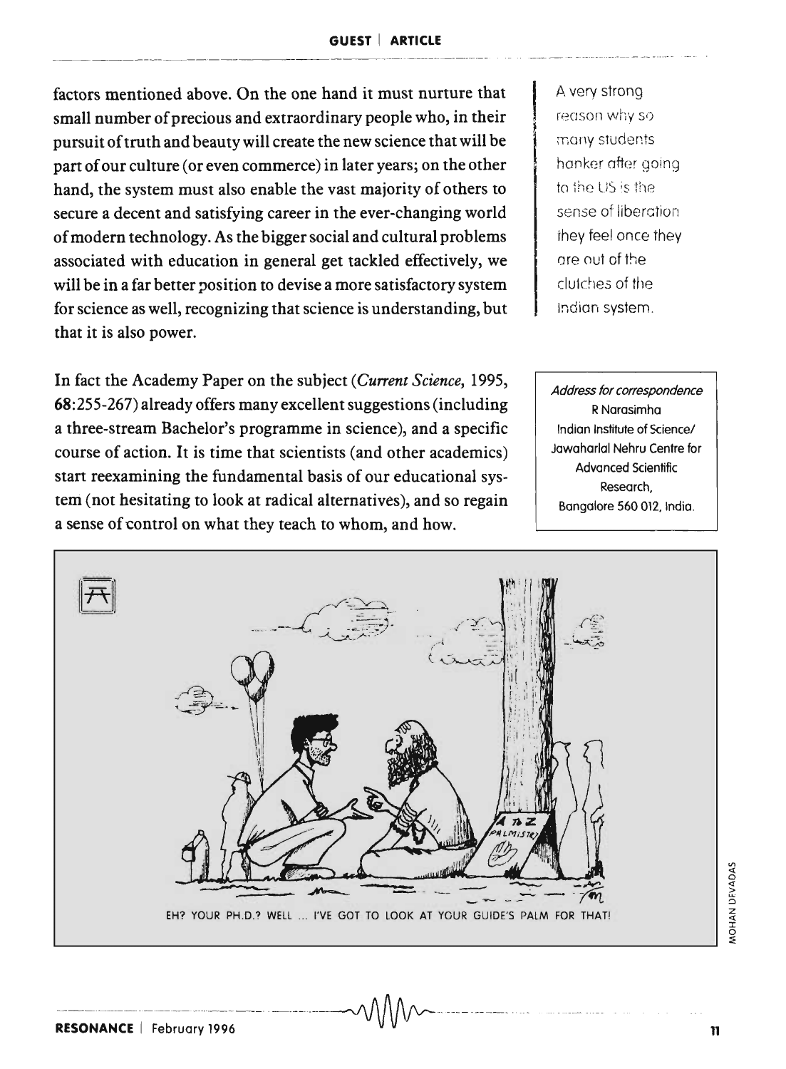factors mentioned above. On the one hand it must nurture that small number of precious and extraordinary people who, in their pursuit of truth and beauty will create the new science that will be part of our culture (or even commerce) in later years; on the other hand, the system must also enable the vast majority of others to secure a decent and satisfying career in the ever-changing world of modern technology. As the bigger social and cultural problems associated with education in general get tackled effectively, we will be in a far better position to devise a more satisfactory system for science as well, recognizing that science is understanding, but that it is also power.

A very strong reason why so many students hanker after going to the US is the sense of liberation they feel once they are out of the clutches of the Indian system.

In fact the Academy Paper on the subject (*Current Science*, 1995, **68**:255-267) already offers many excellent suggestions (including a three-stream Bachelor's programme in science), and a specific course of action. It is time that scientists (and other academics) start reexamining the fundamental basis of our educational system (not hesitating to look at radical alternatives), and so regain a sense of control on what they teach to whom, and how.

*Address for correspondence*
R Narasimha
Indian Institute of Science/
Jawaharlal Nehru Centre for Advanced Scientific Research,
Bangalore 560 012, India.

EH? YOUR PH.D.? WELL ... I'VE GOT TO LOOK AT YOUR GUIDE'S PALM FOR THAT!

MOHAN DEVADAS